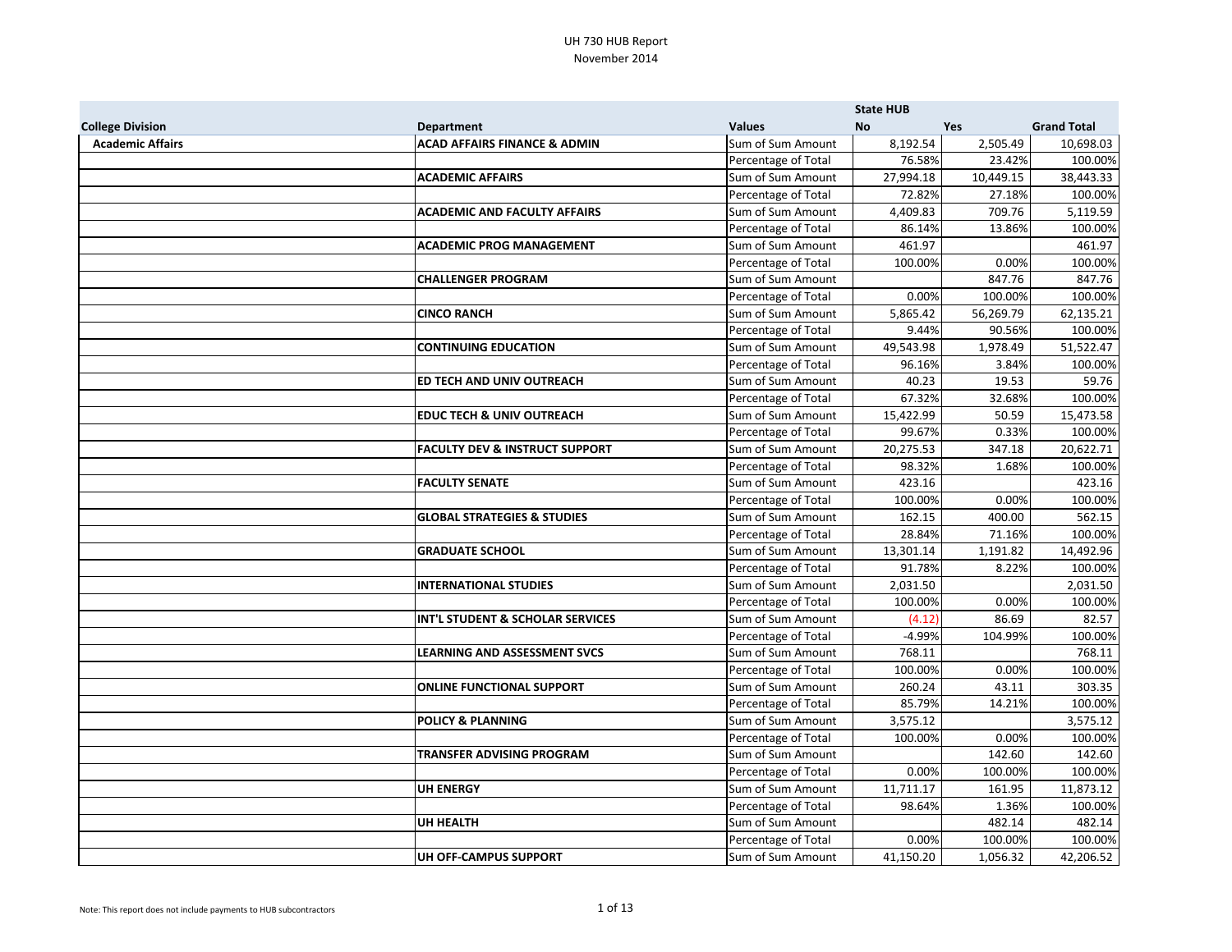# UH 730 HUB Report
November 2014

| College Division | Department | Values | State HUB No | Yes | Grand Total |
|---|---|---|---|---|---|
| **Academic Affairs** | **ACAD AFFAIRS FINANCE & ADMIN** | Sum of Sum Amount | 8,192.54 | 2,505.49 | 10,698.03 |
| | | Percentage of Total | 76.58% | 23.42% | 100.00% |
| | **ACADEMIC AFFAIRS** | Sum of Sum Amount | 27,994.18 | 10,449.15 | 38,443.33 |
| | | Percentage of Total | 72.82% | 27.18% | 100.00% |
| | **ACADEMIC AND FACULTY AFFAIRS** | Sum of Sum Amount | 4,409.83 | 709.76 | 5,119.59 |
| | | Percentage of Total | 86.14% | 13.86% | 100.00% |
| | **ACADEMIC PROG MANAGEMENT** | Sum of Sum Amount | 461.97 | | 461.97 |
| | | Percentage of Total | 100.00% | 0.00% | 100.00% |
| | **CHALLENGER PROGRAM** | Sum of Sum Amount | | 847.76 | 847.76 |
| | | Percentage of Total | 0.00% | 100.00% | 100.00% |
| | **CINCO RANCH** | Sum of Sum Amount | 5,865.42 | 56,269.79 | 62,135.21 |
| | | Percentage of Total | 9.44% | 90.56% | 100.00% |
| | **CONTINUING EDUCATION** | Sum of Sum Amount | 49,543.98 | 1,978.49 | 51,522.47 |
| | | Percentage of Total | 96.16% | 3.84% | 100.00% |
| | **ED TECH AND UNIV OUTREACH** | Sum of Sum Amount | 40.23 | 19.53 | 59.76 |
| | | Percentage of Total | 67.32% | 32.68% | 100.00% |
| | **EDUC TECH & UNIV OUTREACH** | Sum of Sum Amount | 15,422.99 | 50.59 | 15,473.58 |
| | | Percentage of Total | 99.67% | 0.33% | 100.00% |
| | **FACULTY DEV & INSTRUCT SUPPORT** | Sum of Sum Amount | 20,275.53 | 347.18 | 20,622.71 |
| | | Percentage of Total | 98.32% | 1.68% | 100.00% |
| | **FACULTY SENATE** | Sum of Sum Amount | 423.16 | | 423.16 |
| | | Percentage of Total | 100.00% | 0.00% | 100.00% |
| | **GLOBAL STRATEGIES & STUDIES** | Sum of Sum Amount | 162.15 | 400.00 | 562.15 |
| | | Percentage of Total | 28.84% | 71.16% | 100.00% |
| | **GRADUATE SCHOOL** | Sum of Sum Amount | 13,301.14 | 1,191.82 | 14,492.96 |
| | | Percentage of Total | 91.78% | 8.22% | 100.00% |
| | **INTERNATIONAL STUDIES** | Sum of Sum Amount | 2,031.50 | | 2,031.50 |
| | | Percentage of Total | 100.00% | 0.00% | 100.00% |
| | **INT'L STUDENT & SCHOLAR SERVICES** | Sum of Sum Amount | (4.12) | 86.69 | 82.57 |
| | | Percentage of Total | -4.99% | 104.99% | 100.00% |
| | **LEARNING AND ASSESSMENT SVCS** | Sum of Sum Amount | 768.11 | | 768.11 |
| | | Percentage of Total | 100.00% | 0.00% | 100.00% |
| | **ONLINE FUNCTIONAL SUPPORT** | Sum of Sum Amount | 260.24 | 43.11 | 303.35 |
| | | Percentage of Total | 85.79% | 14.21% | 100.00% |
| | **POLICY & PLANNING** | Sum of Sum Amount | 3,575.12 | | 3,575.12 |
| | | Percentage of Total | 100.00% | 0.00% | 100.00% |
| | **TRANSFER ADVISING PROGRAM** | Sum of Sum Amount | | 142.60 | 142.60 |
| | | Percentage of Total | 0.00% | 100.00% | 100.00% |
| | **UH ENERGY** | Sum of Sum Amount | 11,711.17 | 161.95 | 11,873.12 |
| | | Percentage of Total | 98.64% | 1.36% | 100.00% |
| | **UH HEALTH** | Sum of Sum Amount | | 482.14 | 482.14 |
| | | Percentage of Total | 0.00% | 100.00% | 100.00% |
| | **UH OFF-CAMPUS SUPPORT** | Sum of Sum Amount | 41,150.20 | 1,056.32 | 42,206.52 |

Note: This report does not include payments to HUB subcontractors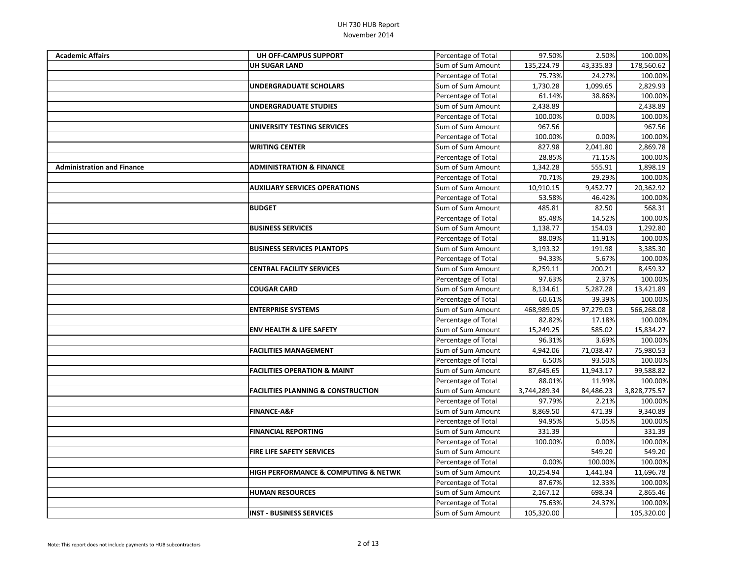| | | | | | |
|---|---|---|---|---|---|
| **Academic Affairs** | **UH OFF-CAMPUS SUPPORT** | Percentage of Total | 97.50% | 2.50% | 100.00% |
| | **UH SUGAR LAND** | Sum of Sum Amount | 135,224.79 | 43,335.83 | 178,560.62 |
| | | Percentage of Total | 75.73% | 24.27% | 100.00% |
| | **UNDERGRADUATE SCHOLARS** | Sum of Sum Amount | 1,730.28 | 1,099.65 | 2,829.93 |
| | | Percentage of Total | 61.14% | 38.86% | 100.00% |
| | **UNDERGRADUATE STUDIES** | Sum of Sum Amount | 2,438.89 | | 2,438.89 |
| | | Percentage of Total | 100.00% | 0.00% | 100.00% |
| | **UNIVERSITY TESTING SERVICES** | Sum of Sum Amount | 967.56 | | 967.56 |
| | | Percentage of Total | 100.00% | 0.00% | 100.00% |
| | **WRITING CENTER** | Sum of Sum Amount | 827.98 | 2,041.80 | 2,869.78 |
| | | Percentage of Total | 28.85% | 71.15% | 100.00% |
| **Administration and Finance** | **ADMINISTRATION & FINANCE** | Sum of Sum Amount | 1,342.28 | 555.91 | 1,898.19 |
| | | Percentage of Total | 70.71% | 29.29% | 100.00% |
| | **AUXILIARY SERVICES OPERATIONS** | Sum of Sum Amount | 10,910.15 | 9,452.77 | 20,362.92 |
| | | Percentage of Total | 53.58% | 46.42% | 100.00% |
| | **BUDGET** | Sum of Sum Amount | 485.81 | 82.50 | 568.31 |
| | | Percentage of Total | 85.48% | 14.52% | 100.00% |
| | **BUSINESS SERVICES** | Sum of Sum Amount | 1,138.77 | 154.03 | 1,292.80 |
| | | Percentage of Total | 88.09% | 11.91% | 100.00% |
| | **BUSINESS SERVICES PLANTOPS** | Sum of Sum Amount | 3,193.32 | 191.98 | 3,385.30 |
| | | Percentage of Total | 94.33% | 5.67% | 100.00% |
| | **CENTRAL FACILITY SERVICES** | Sum of Sum Amount | 8,259.11 | 200.21 | 8,459.32 |
| | | Percentage of Total | 97.63% | 2.37% | 100.00% |
| | **COUGAR CARD** | Sum of Sum Amount | 8,134.61 | 5,287.28 | 13,421.89 |
| | | Percentage of Total | 60.61% | 39.39% | 100.00% |
| | **ENTERPRISE SYSTEMS** | Sum of Sum Amount | 468,989.05 | 97,279.03 | 566,268.08 |
| | | Percentage of Total | 82.82% | 17.18% | 100.00% |
| | **ENV HEALTH & LIFE SAFETY** | Sum of Sum Amount | 15,249.25 | 585.02 | 15,834.27 |
| | | Percentage of Total | 96.31% | 3.69% | 100.00% |
| | **FACILITIES MANAGEMENT** | Sum of Sum Amount | 4,942.06 | 71,038.47 | 75,980.53 |
| | | Percentage of Total | 6.50% | 93.50% | 100.00% |
| | **FACILITIES OPERATION & MAINT** | Sum of Sum Amount | 87,645.65 | 11,943.17 | 99,588.82 |
| | | Percentage of Total | 88.01% | 11.99% | 100.00% |
| | **FACILITIES PLANNING & CONSTRUCTION** | Sum of Sum Amount | 3,744,289.34 | 84,486.23 | 3,828,775.57 |
| | | Percentage of Total | 97.79% | 2.21% | 100.00% |
| | **FINANCE-A&F** | Sum of Sum Amount | 8,869.50 | 471.39 | 9,340.89 |
| | | Percentage of Total | 94.95% | 5.05% | 100.00% |
| | **FINANCIAL REPORTING** | Sum of Sum Amount | 331.39 | | 331.39 |
| | | Percentage of Total | 100.00% | 0.00% | 100.00% |
| | **FIRE LIFE SAFETY SERVICES** | Sum of Sum Amount | | 549.20 | 549.20 |
| | | Percentage of Total | 0.00% | 100.00% | 100.00% |
| | **HIGH PERFORMANCE & COMPUTING & NETWK** | Sum of Sum Amount | 10,254.94 | 1,441.84 | 11,696.78 |
| | | Percentage of Total | 87.67% | 12.33% | 100.00% |
| | **HUMAN RESOURCES** | Sum of Sum Amount | 2,167.12 | 698.34 | 2,865.46 |
| | | Percentage of Total | 75.63% | 24.37% | 100.00% |
| | **INST - BUSINESS SERVICES** | Sum of Sum Amount | 105,320.00 | | 105,320.00 |

Note: This report does not include payments to HUB subcontractors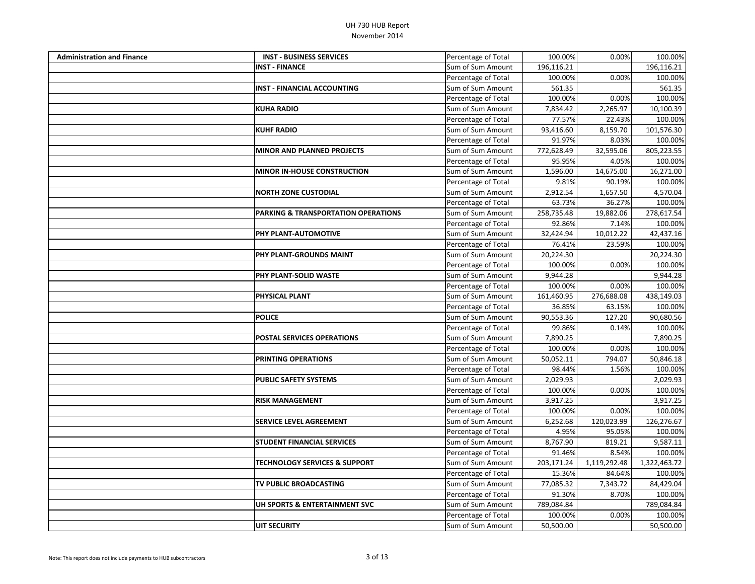| | | | | | |
|---|---|---|---|---|---|
| **Administration and Finance** | **INST - BUSINESS SERVICES** | Percentage of Total | 100.00% | 0.00% | 100.00% |
| | **INST - FINANCE** | Sum of Sum Amount | 196,116.21 | | 196,116.21 |
| | | Percentage of Total | 100.00% | 0.00% | 100.00% |
| | **INST - FINANCIAL ACCOUNTING** | Sum of Sum Amount | 561.35 | | 561.35 |
| | | Percentage of Total | 100.00% | 0.00% | 100.00% |
| | **KUHA RADIO** | Sum of Sum Amount | 7,834.42 | 2,265.97 | 10,100.39 |
| | | Percentage of Total | 77.57% | 22.43% | 100.00% |
| | **KUHF RADIO** | Sum of Sum Amount | 93,416.60 | 8,159.70 | 101,576.30 |
| | | Percentage of Total | 91.97% | 8.03% | 100.00% |
| | **MINOR AND PLANNED PROJECTS** | Sum of Sum Amount | 772,628.49 | 32,595.06 | 805,223.55 |
| | | Percentage of Total | 95.95% | 4.05% | 100.00% |
| | **MINOR IN-HOUSE CONSTRUCTION** | Sum of Sum Amount | 1,596.00 | 14,675.00 | 16,271.00 |
| | | Percentage of Total | 9.81% | 90.19% | 100.00% |
| | **NORTH ZONE CUSTODIAL** | Sum of Sum Amount | 2,912.54 | 1,657.50 | 4,570.04 |
| | | Percentage of Total | 63.73% | 36.27% | 100.00% |
| | **PARKING & TRANSPORTATION OPERATIONS** | Sum of Sum Amount | 258,735.48 | 19,882.06 | 278,617.54 |
| | | Percentage of Total | 92.86% | 7.14% | 100.00% |
| | **PHY PLANT-AUTOMOTIVE** | Sum of Sum Amount | 32,424.94 | 10,012.22 | 42,437.16 |
| | | Percentage of Total | 76.41% | 23.59% | 100.00% |
| | **PHY PLANT-GROUNDS MAINT** | Sum of Sum Amount | 20,224.30 | | 20,224.30 |
| | | Percentage of Total | 100.00% | 0.00% | 100.00% |
| | **PHY PLANT-SOLID WASTE** | Sum of Sum Amount | 9,944.28 | | 9,944.28 |
| | | Percentage of Total | 100.00% | 0.00% | 100.00% |
| | **PHYSICAL PLANT** | Sum of Sum Amount | 161,460.95 | 276,688.08 | 438,149.03 |
| | | Percentage of Total | 36.85% | 63.15% | 100.00% |
| | **POLICE** | Sum of Sum Amount | 90,553.36 | 127.20 | 90,680.56 |
| | | Percentage of Total | 99.86% | 0.14% | 100.00% |
| | **POSTAL SERVICES OPERATIONS** | Sum of Sum Amount | 7,890.25 | | 7,890.25 |
| | | Percentage of Total | 100.00% | 0.00% | 100.00% |
| | **PRINTING OPERATIONS** | Sum of Sum Amount | 50,052.11 | 794.07 | 50,846.18 |
| | | Percentage of Total | 98.44% | 1.56% | 100.00% |
| | **PUBLIC SAFETY SYSTEMS** | Sum of Sum Amount | 2,029.93 | | 2,029.93 |
| | | Percentage of Total | 100.00% | 0.00% | 100.00% |
| | **RISK MANAGEMENT** | Sum of Sum Amount | 3,917.25 | | 3,917.25 |
| | | Percentage of Total | 100.00% | 0.00% | 100.00% |
| | **SERVICE LEVEL AGREEMENT** | Sum of Sum Amount | 6,252.68 | 120,023.99 | 126,276.67 |
| | | Percentage of Total | 4.95% | 95.05% | 100.00% |
| | **STUDENT FINANCIAL SERVICES** | Sum of Sum Amount | 8,767.90 | 819.21 | 9,587.11 |
| | | Percentage of Total | 91.46% | 8.54% | 100.00% |
| | **TECHNOLOGY SERVICES & SUPPORT** | Sum of Sum Amount | 203,171.24 | 1,119,292.48 | 1,322,463.72 |
| | | Percentage of Total | 15.36% | 84.64% | 100.00% |
| | **TV PUBLIC BROADCASTING** | Sum of Sum Amount | 77,085.32 | 7,343.72 | 84,429.04 |
| | | Percentage of Total | 91.30% | 8.70% | 100.00% |
| | **UH SPORTS & ENTERTAINMENT SVC** | Sum of Sum Amount | 789,084.84 | | 789,084.84 |
| | | Percentage of Total | 100.00% | 0.00% | 100.00% |
| | **UIT SECURITY** | Sum of Sum Amount | 50,500.00 | | 50,500.00 |

Note: This report does not include payments to HUB subcontractors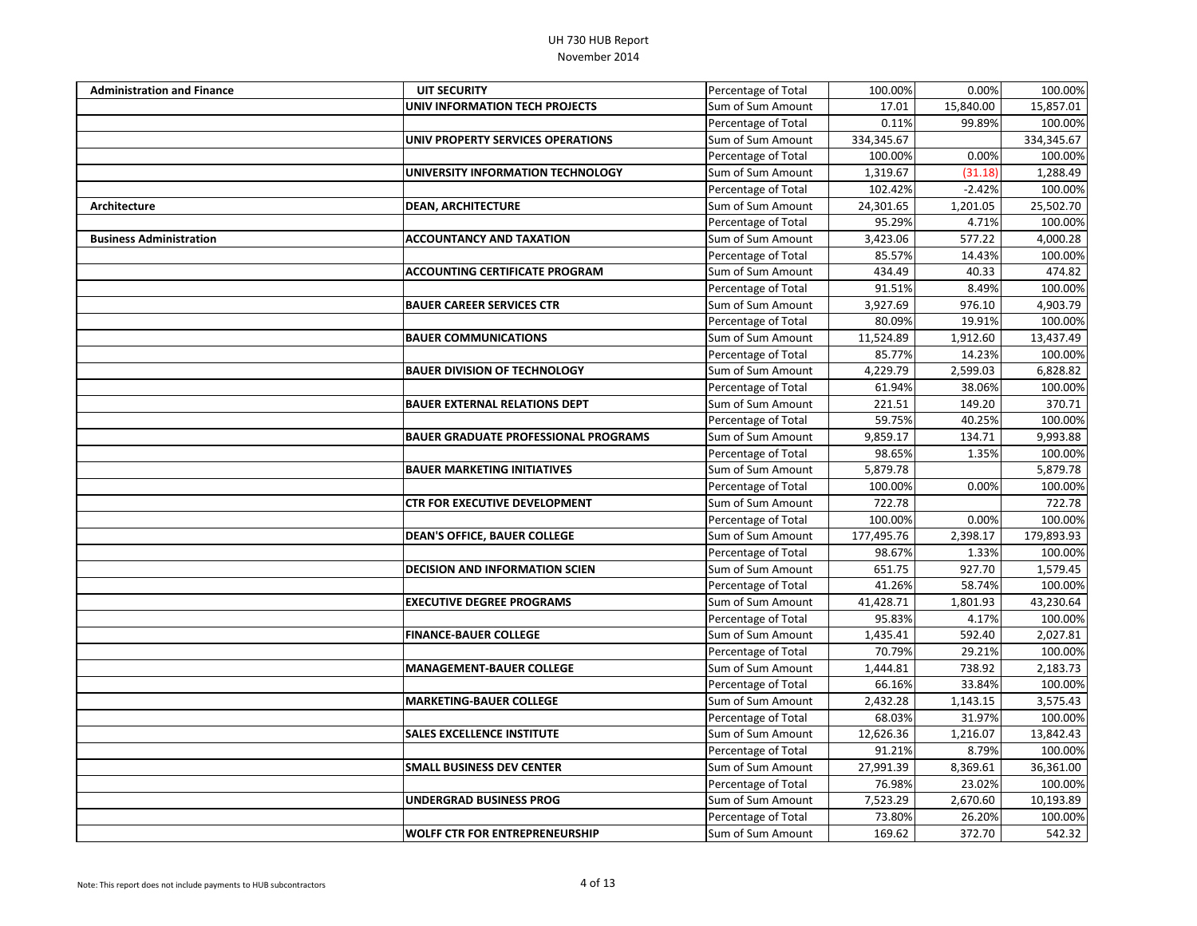| | | | | | |
|---|---|---|---|---|---|
| **Administration and Finance** | **UIT SECURITY** | Percentage of Total | 100.00% | 0.00% | 100.00% |
| | **UNIV INFORMATION TECH PROJECTS** | Sum of Sum Amount | 17.01 | 15,840.00 | 15,857.01 |
| | | Percentage of Total | 0.11% | 99.89% | 100.00% |
| | **UNIV PROPERTY SERVICES OPERATIONS** | Sum of Sum Amount | 334,345.67 | | 334,345.67 |
| | | Percentage of Total | 100.00% | 0.00% | 100.00% |
| | **UNIVERSITY INFORMATION TECHNOLOGY** | Sum of Sum Amount | 1,319.67 | (31.18) | 1,288.49 |
| | | Percentage of Total | 102.42% | -2.42% | 100.00% |
| **Architecture** | **DEAN, ARCHITECTURE** | Sum of Sum Amount | 24,301.65 | 1,201.05 | 25,502.70 |
| | | Percentage of Total | 95.29% | 4.71% | 100.00% |
| **Business Administration** | **ACCOUNTANCY AND TAXATION** | Sum of Sum Amount | 3,423.06 | 577.22 | 4,000.28 |
| | | Percentage of Total | 85.57% | 14.43% | 100.00% |
| | **ACCOUNTING CERTIFICATE PROGRAM** | Sum of Sum Amount | 434.49 | 40.33 | 474.82 |
| | | Percentage of Total | 91.51% | 8.49% | 100.00% |
| | **BAUER CAREER SERVICES CTR** | Sum of Sum Amount | 3,927.69 | 976.10 | 4,903.79 |
| | | Percentage of Total | 80.09% | 19.91% | 100.00% |
| | **BAUER COMMUNICATIONS** | Sum of Sum Amount | 11,524.89 | 1,912.60 | 13,437.49 |
| | | Percentage of Total | 85.77% | 14.23% | 100.00% |
| | **BAUER DIVISION OF TECHNOLOGY** | Sum of Sum Amount | 4,229.79 | 2,599.03 | 6,828.82 |
| | | Percentage of Total | 61.94% | 38.06% | 100.00% |
| | **BAUER EXTERNAL RELATIONS DEPT** | Sum of Sum Amount | 221.51 | 149.20 | 370.71 |
| | | Percentage of Total | 59.75% | 40.25% | 100.00% |
| | **BAUER GRADUATE PROFESSIONAL PROGRAMS** | Sum of Sum Amount | 9,859.17 | 134.71 | 9,993.88 |
| | | Percentage of Total | 98.65% | 1.35% | 100.00% |
| | **BAUER MARKETING INITIATIVES** | Sum of Sum Amount | 5,879.78 | | 5,879.78 |
| | | Percentage of Total | 100.00% | 0.00% | 100.00% |
| | **CTR FOR EXECUTIVE DEVELOPMENT** | Sum of Sum Amount | 722.78 | | 722.78 |
| | | Percentage of Total | 100.00% | 0.00% | 100.00% |
| | **DEAN'S OFFICE, BAUER COLLEGE** | Sum of Sum Amount | 177,495.76 | 2,398.17 | 179,893.93 |
| | | Percentage of Total | 98.67% | 1.33% | 100.00% |
| | **DECISION AND INFORMATION SCIEN** | Sum of Sum Amount | 651.75 | 927.70 | 1,579.45 |
| | | Percentage of Total | 41.26% | 58.74% | 100.00% |
| | **EXECUTIVE DEGREE PROGRAMS** | Sum of Sum Amount | 41,428.71 | 1,801.93 | 43,230.64 |
| | | Percentage of Total | 95.83% | 4.17% | 100.00% |
| | **FINANCE-BAUER COLLEGE** | Sum of Sum Amount | 1,435.41 | 592.40 | 2,027.81 |
| | | Percentage of Total | 70.79% | 29.21% | 100.00% |
| | **MANAGEMENT-BAUER COLLEGE** | Sum of Sum Amount | 1,444.81 | 738.92 | 2,183.73 |
| | | Percentage of Total | 66.16% | 33.84% | 100.00% |
| | **MARKETING-BAUER COLLEGE** | Sum of Sum Amount | 2,432.28 | 1,143.15 | 3,575.43 |
| | | Percentage of Total | 68.03% | 31.97% | 100.00% |
| | **SALES EXCELLENCE INSTITUTE** | Sum of Sum Amount | 12,626.36 | 1,216.07 | 13,842.43 |
| | | Percentage of Total | 91.21% | 8.79% | 100.00% |
| | **SMALL BUSINESS DEV CENTER** | Sum of Sum Amount | 27,991.39 | 8,369.61 | 36,361.00 |
| | | Percentage of Total | 76.98% | 23.02% | 100.00% |
| | **UNDERGRAD BUSINESS PROG** | Sum of Sum Amount | 7,523.29 | 2,670.60 | 10,193.89 |
| | | Percentage of Total | 73.80% | 26.20% | 100.00% |
| | **WOLFF CTR FOR ENTREPRENEURSHIP** | Sum of Sum Amount | 169.62 | 372.70 | 542.32 |

Note: This report does not include payments to HUB subcontractors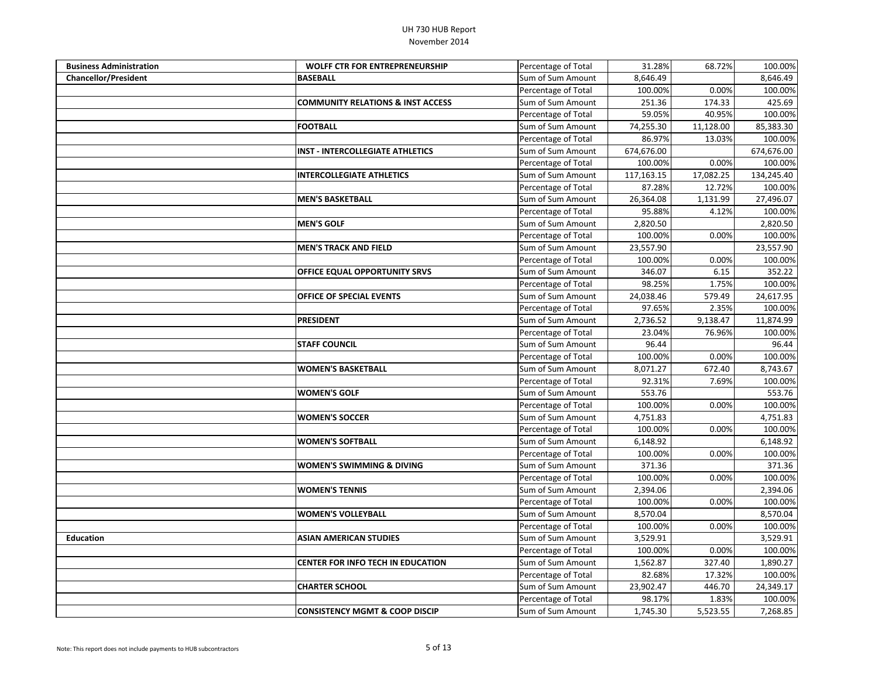| | | | | | |
|---|---|---|---|---|---|
| **Business Administration** | **WOLFF CTR FOR ENTREPRENEURSHIP** | Percentage of Total | 31.28% | 68.72% | 100.00% |
| **Chancellor/President** | **BASEBALL** | Sum of Sum Amount | 8,646.49 | | 8,646.49 |
| | | Percentage of Total | 100.00% | 0.00% | 100.00% |
| | **COMMUNITY RELATIONS & INST ACCESS** | Sum of Sum Amount | 251.36 | 174.33 | 425.69 |
| | | Percentage of Total | 59.05% | 40.95% | 100.00% |
| | **FOOTBALL** | Sum of Sum Amount | 74,255.30 | 11,128.00 | 85,383.30 |
| | | Percentage of Total | 86.97% | 13.03% | 100.00% |
| | **INST - INTERCOLLEGIATE ATHLETICS** | Sum of Sum Amount | 674,676.00 | | 674,676.00 |
| | | Percentage of Total | 100.00% | 0.00% | 100.00% |
| | **INTERCOLLEGIATE ATHLETICS** | Sum of Sum Amount | 117,163.15 | 17,082.25 | 134,245.40 |
| | | Percentage of Total | 87.28% | 12.72% | 100.00% |
| | **MEN'S BASKETBALL** | Sum of Sum Amount | 26,364.08 | 1,131.99 | 27,496.07 |
| | | Percentage of Total | 95.88% | 4.12% | 100.00% |
| | **MEN'S GOLF** | Sum of Sum Amount | 2,820.50 | | 2,820.50 |
| | | Percentage of Total | 100.00% | 0.00% | 100.00% |
| | **MEN'S TRACK AND FIELD** | Sum of Sum Amount | 23,557.90 | | 23,557.90 |
| | | Percentage of Total | 100.00% | 0.00% | 100.00% |
| | **OFFICE EQUAL OPPORTUNITY SRVS** | Sum of Sum Amount | 346.07 | 6.15 | 352.22 |
| | | Percentage of Total | 98.25% | 1.75% | 100.00% |
| | **OFFICE OF SPECIAL EVENTS** | Sum of Sum Amount | 24,038.46 | 579.49 | 24,617.95 |
| | | Percentage of Total | 97.65% | 2.35% | 100.00% |
| | **PRESIDENT** | Sum of Sum Amount | 2,736.52 | 9,138.47 | 11,874.99 |
| | | Percentage of Total | 23.04% | 76.96% | 100.00% |
| | **STAFF COUNCIL** | Sum of Sum Amount | 96.44 | | 96.44 |
| | | Percentage of Total | 100.00% | 0.00% | 100.00% |
| | **WOMEN'S BASKETBALL** | Sum of Sum Amount | 8,071.27 | 672.40 | 8,743.67 |
| | | Percentage of Total | 92.31% | 7.69% | 100.00% |
| | **WOMEN'S GOLF** | Sum of Sum Amount | 553.76 | | 553.76 |
| | | Percentage of Total | 100.00% | 0.00% | 100.00% |
| | **WOMEN'S SOCCER** | Sum of Sum Amount | 4,751.83 | | 4,751.83 |
| | | Percentage of Total | 100.00% | 0.00% | 100.00% |
| | **WOMEN'S SOFTBALL** | Sum of Sum Amount | 6,148.92 | | 6,148.92 |
| | | Percentage of Total | 100.00% | 0.00% | 100.00% |
| | **WOMEN'S SWIMMING & DIVING** | Sum of Sum Amount | 371.36 | | 371.36 |
| | | Percentage of Total | 100.00% | 0.00% | 100.00% |
| | **WOMEN'S TENNIS** | Sum of Sum Amount | 2,394.06 | | 2,394.06 |
| | | Percentage of Total | 100.00% | 0.00% | 100.00% |
| | **WOMEN'S VOLLEYBALL** | Sum of Sum Amount | 8,570.04 | | 8,570.04 |
| | | Percentage of Total | 100.00% | 0.00% | 100.00% |
| **Education** | **ASIAN AMERICAN STUDIES** | Sum of Sum Amount | 3,529.91 | | 3,529.91 |
| | | Percentage of Total | 100.00% | 0.00% | 100.00% |
| | **CENTER FOR INFO TECH IN EDUCATION** | Sum of Sum Amount | 1,562.87 | 327.40 | 1,890.27 |
| | | Percentage of Total | 82.68% | 17.32% | 100.00% |
| | **CHARTER SCHOOL** | Sum of Sum Amount | 23,902.47 | 446.70 | 24,349.17 |
| | | Percentage of Total | 98.17% | 1.83% | 100.00% |
| | **CONSISTENCY MGMT & COOP DISCIP** | Sum of Sum Amount | 1,745.30 | 5,523.55 | 7,268.85 |

Note: This report does not include payments to HUB subcontractors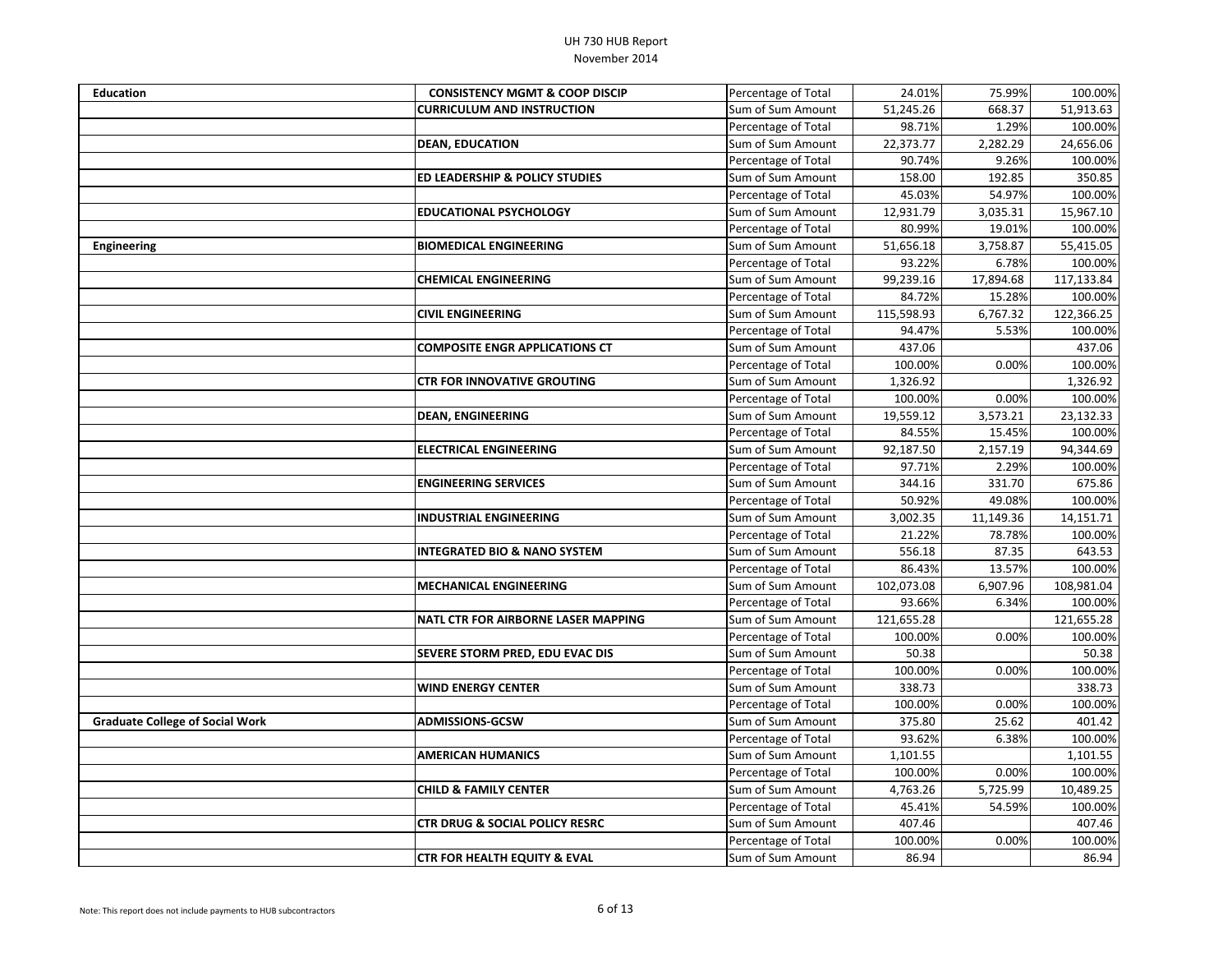| | | | | | |
|---|---|---|---|---|---|
| **Education** | **CONSISTENCY MGMT & COOP DISCIP** | Percentage of Total | 24.01% | 75.99% | 100.00% |
| | **CURRICULUM AND INSTRUCTION** | Sum of Sum Amount | 51,245.26 | 668.37 | 51,913.63 |
| | | Percentage of Total | 98.71% | 1.29% | 100.00% |
| | **DEAN, EDUCATION** | Sum of Sum Amount | 22,373.77 | 2,282.29 | 24,656.06 |
| | | Percentage of Total | 90.74% | 9.26% | 100.00% |
| | **ED LEADERSHIP & POLICY STUDIES** | Sum of Sum Amount | 158.00 | 192.85 | 350.85 |
| | | Percentage of Total | 45.03% | 54.97% | 100.00% |
| | **EDUCATIONAL PSYCHOLOGY** | Sum of Sum Amount | 12,931.79 | 3,035.31 | 15,967.10 |
| | | Percentage of Total | 80.99% | 19.01% | 100.00% |
| **Engineering** | **BIOMEDICAL ENGINEERING** | Sum of Sum Amount | 51,656.18 | 3,758.87 | 55,415.05 |
| | | Percentage of Total | 93.22% | 6.78% | 100.00% |
| | **CHEMICAL ENGINEERING** | Sum of Sum Amount | 99,239.16 | 17,894.68 | 117,133.84 |
| | | Percentage of Total | 84.72% | 15.28% | 100.00% |
| | **CIVIL ENGINEERING** | Sum of Sum Amount | 115,598.93 | 6,767.32 | 122,366.25 |
| | | Percentage of Total | 94.47% | 5.53% | 100.00% |
| | **COMPOSITE ENGR APPLICATIONS CT** | Sum of Sum Amount | 437.06 | | 437.06 |
| | | Percentage of Total | 100.00% | 0.00% | 100.00% |
| | **CTR FOR INNOVATIVE GROUTING** | Sum of Sum Amount | 1,326.92 | | 1,326.92 |
| | | Percentage of Total | 100.00% | 0.00% | 100.00% |
| | **DEAN, ENGINEERING** | Sum of Sum Amount | 19,559.12 | 3,573.21 | 23,132.33 |
| | | Percentage of Total | 84.55% | 15.45% | 100.00% |
| | **ELECTRICAL ENGINEERING** | Sum of Sum Amount | 92,187.50 | 2,157.19 | 94,344.69 |
| | | Percentage of Total | 97.71% | 2.29% | 100.00% |
| | **ENGINEERING SERVICES** | Sum of Sum Amount | 344.16 | 331.70 | 675.86 |
| | | Percentage of Total | 50.92% | 49.08% | 100.00% |
| | **INDUSTRIAL ENGINEERING** | Sum of Sum Amount | 3,002.35 | 11,149.36 | 14,151.71 |
| | | Percentage of Total | 21.22% | 78.78% | 100.00% |
| | **INTEGRATED BIO & NANO SYSTEM** | Sum of Sum Amount | 556.18 | 87.35 | 643.53 |
| | | Percentage of Total | 86.43% | 13.57% | 100.00% |
| | **MECHANICAL ENGINEERING** | Sum of Sum Amount | 102,073.08 | 6,907.96 | 108,981.04 |
| | | Percentage of Total | 93.66% | 6.34% | 100.00% |
| | **NATL CTR FOR AIRBORNE LASER MAPPING** | Sum of Sum Amount | 121,655.28 | | 121,655.28 |
| | | Percentage of Total | 100.00% | 0.00% | 100.00% |
| | **SEVERE STORM PRED, EDU EVAC DIS** | Sum of Sum Amount | 50.38 | | 50.38 |
| | | Percentage of Total | 100.00% | 0.00% | 100.00% |
| | **WIND ENERGY CENTER** | Sum of Sum Amount | 338.73 | | 338.73 |
| | | Percentage of Total | 100.00% | 0.00% | 100.00% |
| **Graduate College of Social Work** | **ADMISSIONS-GCSW** | Sum of Sum Amount | 375.80 | 25.62 | 401.42 |
| | | Percentage of Total | 93.62% | 6.38% | 100.00% |
| | **AMERICAN HUMANICS** | Sum of Sum Amount | 1,101.55 | | 1,101.55 |
| | | Percentage of Total | 100.00% | 0.00% | 100.00% |
| | **CHILD & FAMILY CENTER** | Sum of Sum Amount | 4,763.26 | 5,725.99 | 10,489.25 |
| | | Percentage of Total | 45.41% | 54.59% | 100.00% |
| | **CTR DRUG & SOCIAL POLICY RESRC** | Sum of Sum Amount | 407.46 | | 407.46 |
| | | Percentage of Total | 100.00% | 0.00% | 100.00% |
| | **CTR FOR HEALTH EQUITY & EVAL** | Sum of Sum Amount | 86.94 | | 86.94 |

Note: This report does not include payments to HUB subcontractors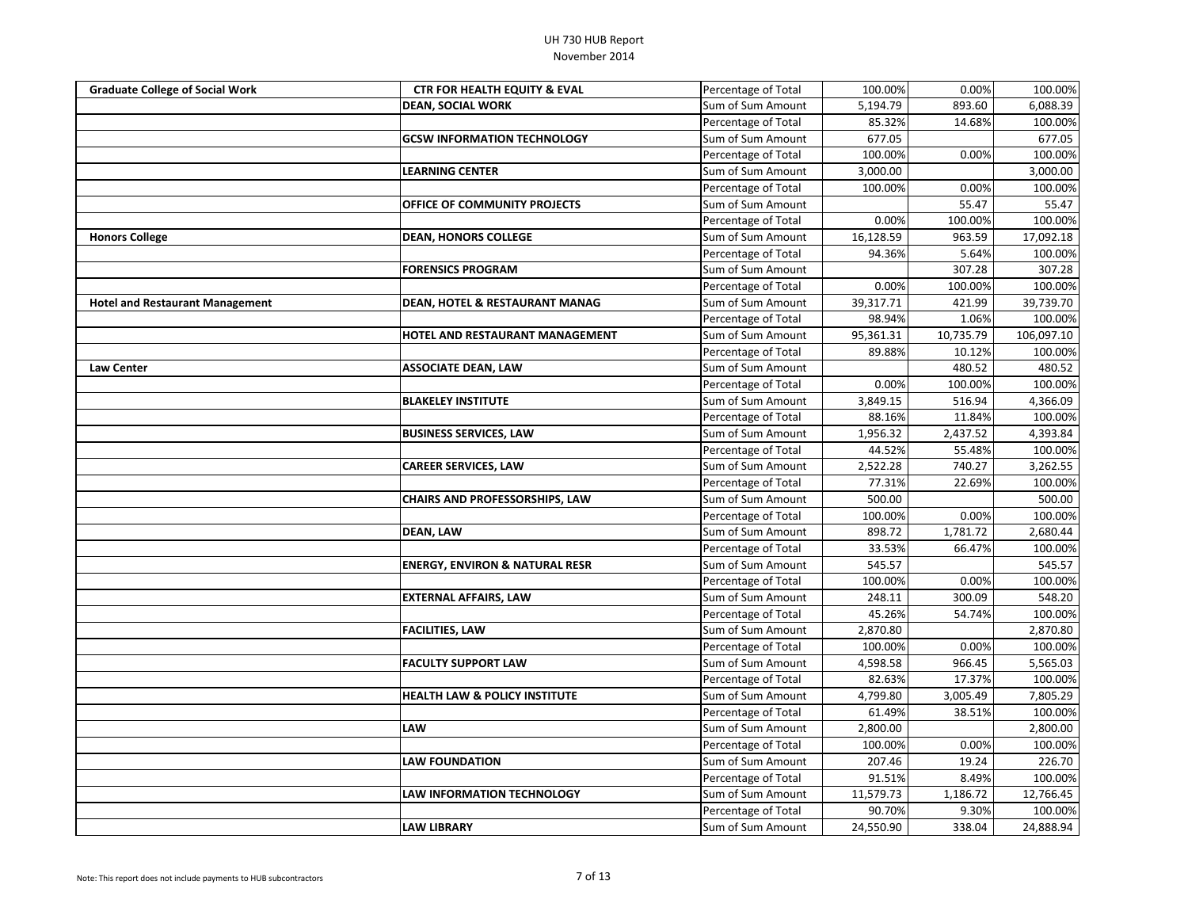| | | | | | |
|---|---|---|---|---|---|
| **Graduate College of Social Work** | **CTR FOR HEALTH EQUITY & EVAL** | Percentage of Total | 100.00% | 0.00% | 100.00% |
| | **DEAN, SOCIAL WORK** | Sum of Sum Amount | 5,194.79 | 893.60 | 6,088.39 |
| | | Percentage of Total | 85.32% | 14.68% | 100.00% |
| | **GCSW INFORMATION TECHNOLOGY** | Sum of Sum Amount | 677.05 | | 677.05 |
| | | Percentage of Total | 100.00% | 0.00% | 100.00% |
| | **LEARNING CENTER** | Sum of Sum Amount | 3,000.00 | | 3,000.00 |
| | | Percentage of Total | 100.00% | 0.00% | 100.00% |
| | **OFFICE OF COMMUNITY PROJECTS** | Sum of Sum Amount | | 55.47 | 55.47 |
| | | Percentage of Total | 0.00% | 100.00% | 100.00% |
| **Honors College** | **DEAN, HONORS COLLEGE** | Sum of Sum Amount | 16,128.59 | 963.59 | 17,092.18 |
| | | Percentage of Total | 94.36% | 5.64% | 100.00% |
| | **FORENSICS PROGRAM** | Sum of Sum Amount | | 307.28 | 307.28 |
| | | Percentage of Total | 0.00% | 100.00% | 100.00% |
| **Hotel and Restaurant Management** | **DEAN, HOTEL & RESTAURANT MANAG** | Sum of Sum Amount | 39,317.71 | 421.99 | 39,739.70 |
| | | Percentage of Total | 98.94% | 1.06% | 100.00% |
| | **HOTEL AND RESTAURANT MANAGEMENT** | Sum of Sum Amount | 95,361.31 | 10,735.79 | 106,097.10 |
| | | Percentage of Total | 89.88% | 10.12% | 100.00% |
| **Law Center** | **ASSOCIATE DEAN, LAW** | Sum of Sum Amount | | 480.52 | 480.52 |
| | | Percentage of Total | 0.00% | 100.00% | 100.00% |
| | **BLAKELEY INSTITUTE** | Sum of Sum Amount | 3,849.15 | 516.94 | 4,366.09 |
| | | Percentage of Total | 88.16% | 11.84% | 100.00% |
| | **BUSINESS SERVICES, LAW** | Sum of Sum Amount | 1,956.32 | 2,437.52 | 4,393.84 |
| | | Percentage of Total | 44.52% | 55.48% | 100.00% |
| | **CAREER SERVICES, LAW** | Sum of Sum Amount | 2,522.28 | 740.27 | 3,262.55 |
| | | Percentage of Total | 77.31% | 22.69% | 100.00% |
| | **CHAIRS AND PROFESSORSHIPS, LAW** | Sum of Sum Amount | 500.00 | | 500.00 |
| | | Percentage of Total | 100.00% | 0.00% | 100.00% |
| | **DEAN, LAW** | Sum of Sum Amount | 898.72 | 1,781.72 | 2,680.44 |
| | | Percentage of Total | 33.53% | 66.47% | 100.00% |
| | **ENERGY, ENVIRON & NATURAL RESR** | Sum of Sum Amount | 545.57 | | 545.57 |
| | | Percentage of Total | 100.00% | 0.00% | 100.00% |
| | **EXTERNAL AFFAIRS, LAW** | Sum of Sum Amount | 248.11 | 300.09 | 548.20 |
| | | Percentage of Total | 45.26% | 54.74% | 100.00% |
| | **FACILITIES, LAW** | Sum of Sum Amount | 2,870.80 | | 2,870.80 |
| | | Percentage of Total | 100.00% | 0.00% | 100.00% |
| | **FACULTY SUPPORT LAW** | Sum of Sum Amount | 4,598.58 | 966.45 | 5,565.03 |
| | | Percentage of Total | 82.63% | 17.37% | 100.00% |
| | **HEALTH LAW & POLICY INSTITUTE** | Sum of Sum Amount | 4,799.80 | 3,005.49 | 7,805.29 |
| | | Percentage of Total | 61.49% | 38.51% | 100.00% |
| | **LAW** | Sum of Sum Amount | 2,800.00 | | 2,800.00 |
| | | Percentage of Total | 100.00% | 0.00% | 100.00% |
| | **LAW FOUNDATION** | Sum of Sum Amount | 207.46 | 19.24 | 226.70 |
| | | Percentage of Total | 91.51% | 8.49% | 100.00% |
| | **LAW INFORMATION TECHNOLOGY** | Sum of Sum Amount | 11,579.73 | 1,186.72 | 12,766.45 |
| | | Percentage of Total | 90.70% | 9.30% | 100.00% |
| | **LAW LIBRARY** | Sum of Sum Amount | 24,550.90 | 338.04 | 24,888.94 |

Note: This report does not include payments to HUB subcontractors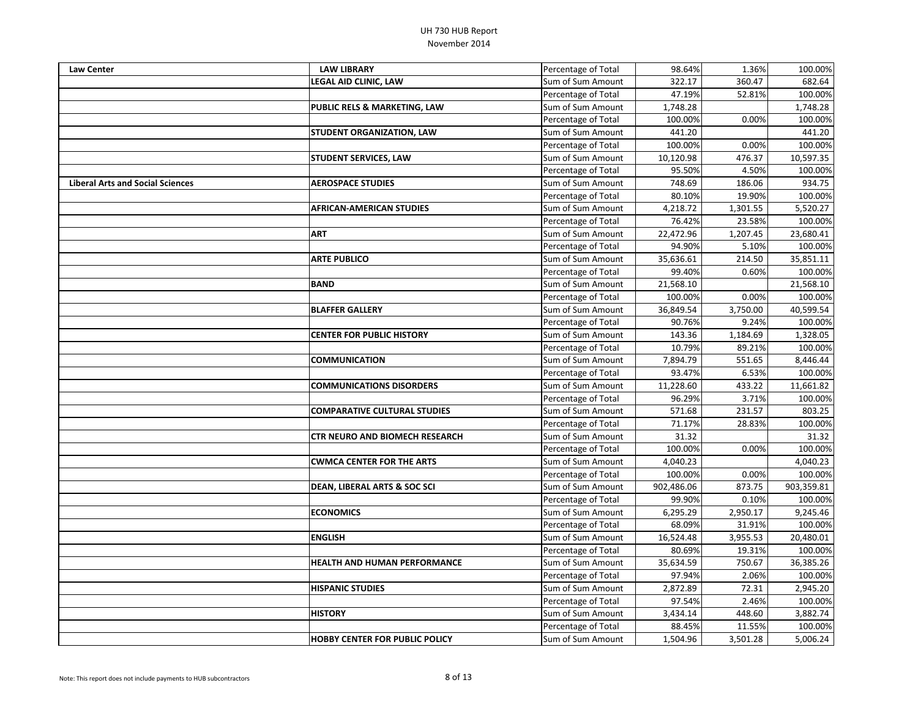| Law Center | LAW LIBRARY | Percentage of Total | 98.64% | 1.36% | 100.00% |
|---|---|---|---|---|---|
| | LEGAL AID CLINIC, LAW | Sum of Sum Amount | 322.17 | 360.47 | 682.64 |
| | | Percentage of Total | 47.19% | 52.81% | 100.00% |
| | PUBLIC RELS & MARKETING, LAW | Sum of Sum Amount | 1,748.28 | | 1,748.28 |
| | | Percentage of Total | 100.00% | 0.00% | 100.00% |
| | STUDENT ORGANIZATION, LAW | Sum of Sum Amount | 441.20 | | 441.20 |
| | | Percentage of Total | 100.00% | 0.00% | 100.00% |
| | STUDENT SERVICES, LAW | Sum of Sum Amount | 10,120.98 | 476.37 | 10,597.35 |
| | | Percentage of Total | 95.50% | 4.50% | 100.00% |
| Liberal Arts and Social Sciences | AEROSPACE STUDIES | Sum of Sum Amount | 748.69 | 186.06 | 934.75 |
| | | Percentage of Total | 80.10% | 19.90% | 100.00% |
| | AFRICAN-AMERICAN STUDIES | Sum of Sum Amount | 4,218.72 | 1,301.55 | 5,520.27 |
| | | Percentage of Total | 76.42% | 23.58% | 100.00% |
| | ART | Sum of Sum Amount | 22,472.96 | 1,207.45 | 23,680.41 |
| | | Percentage of Total | 94.90% | 5.10% | 100.00% |
| | ARTE PUBLICO | Sum of Sum Amount | 35,636.61 | 214.50 | 35,851.11 |
| | | Percentage of Total | 99.40% | 0.60% | 100.00% |
| | BAND | Sum of Sum Amount | 21,568.10 | | 21,568.10 |
| | | Percentage of Total | 100.00% | 0.00% | 100.00% |
| | BLAFFER GALLERY | Sum of Sum Amount | 36,849.54 | 3,750.00 | 40,599.54 |
| | | Percentage of Total | 90.76% | 9.24% | 100.00% |
| | CENTER FOR PUBLIC HISTORY | Sum of Sum Amount | 143.36 | 1,184.69 | 1,328.05 |
| | | Percentage of Total | 10.79% | 89.21% | 100.00% |
| | COMMUNICATION | Sum of Sum Amount | 7,894.79 | 551.65 | 8,446.44 |
| | | Percentage of Total | 93.47% | 6.53% | 100.00% |
| | COMMUNICATIONS DISORDERS | Sum of Sum Amount | 11,228.60 | 433.22 | 11,661.82 |
| | | Percentage of Total | 96.29% | 3.71% | 100.00% |
| | COMPARATIVE CULTURAL STUDIES | Sum of Sum Amount | 571.68 | 231.57 | 803.25 |
| | | Percentage of Total | 71.17% | 28.83% | 100.00% |
| | CTR NEURO AND BIOMECH RESEARCH | Sum of Sum Amount | 31.32 | | 31.32 |
| | | Percentage of Total | 100.00% | 0.00% | 100.00% |
| | CWMCA CENTER FOR THE ARTS | Sum of Sum Amount | 4,040.23 | | 4,040.23 |
| | | Percentage of Total | 100.00% | 0.00% | 100.00% |
| | DEAN, LIBERAL ARTS & SOC SCI | Sum of Sum Amount | 902,486.06 | 873.75 | 903,359.81 |
| | | Percentage of Total | 99.90% | 0.10% | 100.00% |
| | ECONOMICS | Sum of Sum Amount | 6,295.29 | 2,950.17 | 9,245.46 |
| | | Percentage of Total | 68.09% | 31.91% | 100.00% |
| | ENGLISH | Sum of Sum Amount | 16,524.48 | 3,955.53 | 20,480.01 |
| | | Percentage of Total | 80.69% | 19.31% | 100.00% |
| | HEALTH AND HUMAN PERFORMANCE | Sum of Sum Amount | 35,634.59 | 750.67 | 36,385.26 |
| | | Percentage of Total | 97.94% | 2.06% | 100.00% |
| | HISPANIC STUDIES | Sum of Sum Amount | 2,872.89 | 72.31 | 2,945.20 |
| | | Percentage of Total | 97.54% | 2.46% | 100.00% |
| | HISTORY | Sum of Sum Amount | 3,434.14 | 448.60 | 3,882.74 |
| | | Percentage of Total | 88.45% | 11.55% | 100.00% |
| | HOBBY CENTER FOR PUBLIC POLICY | Sum of Sum Amount | 1,504.96 | 3,501.28 | 5,006.24 |

Note: This report does not include payments to HUB subcontractors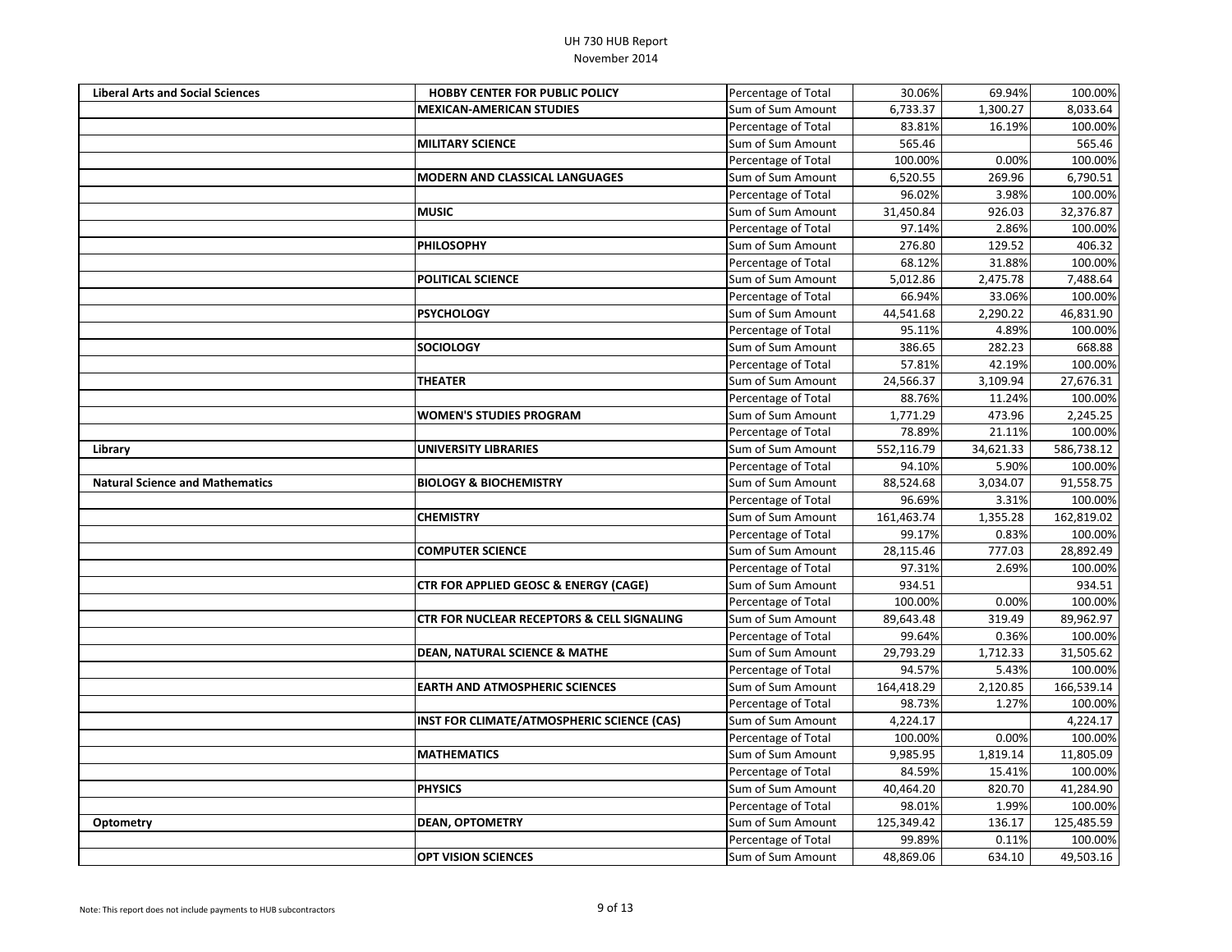| | | | | | |
|---|---|---|---|---|---|
| **Liberal Arts and Social Sciences** | **HOBBY CENTER FOR PUBLIC POLICY** | Percentage of Total | 30.06% | 69.94% | 100.00% |
| | **MEXICAN-AMERICAN STUDIES** | Sum of Sum Amount | 6,733.37 | 1,300.27 | 8,033.64 |
| | | Percentage of Total | 83.81% | 16.19% | 100.00% |
| | **MILITARY SCIENCE** | Sum of Sum Amount | 565.46 | | 565.46 |
| | | Percentage of Total | 100.00% | 0.00% | 100.00% |
| | **MODERN AND CLASSICAL LANGUAGES** | Sum of Sum Amount | 6,520.55 | 269.96 | 6,790.51 |
| | | Percentage of Total | 96.02% | 3.98% | 100.00% |
| | **MUSIC** | Sum of Sum Amount | 31,450.84 | 926.03 | 32,376.87 |
| | | Percentage of Total | 97.14% | 2.86% | 100.00% |
| | **PHILOSOPHY** | Sum of Sum Amount | 276.80 | 129.52 | 406.32 |
| | | Percentage of Total | 68.12% | 31.88% | 100.00% |
| | **POLITICAL SCIENCE** | Sum of Sum Amount | 5,012.86 | 2,475.78 | 7,488.64 |
| | | Percentage of Total | 66.94% | 33.06% | 100.00% |
| | **PSYCHOLOGY** | Sum of Sum Amount | 44,541.68 | 2,290.22 | 46,831.90 |
| | | Percentage of Total | 95.11% | 4.89% | 100.00% |
| | **SOCIOLOGY** | Sum of Sum Amount | 386.65 | 282.23 | 668.88 |
| | | Percentage of Total | 57.81% | 42.19% | 100.00% |
| | **THEATER** | Sum of Sum Amount | 24,566.37 | 3,109.94 | 27,676.31 |
| | | Percentage of Total | 88.76% | 11.24% | 100.00% |
| | **WOMEN'S STUDIES PROGRAM** | Sum of Sum Amount | 1,771.29 | 473.96 | 2,245.25 |
| | | Percentage of Total | 78.89% | 21.11% | 100.00% |
| **Library** | **UNIVERSITY LIBRARIES** | Sum of Sum Amount | 552,116.79 | 34,621.33 | 586,738.12 |
| | | Percentage of Total | 94.10% | 5.90% | 100.00% |
| **Natural Science and Mathematics** | **BIOLOGY & BIOCHEMISTRY** | Sum of Sum Amount | 88,524.68 | 3,034.07 | 91,558.75 |
| | | Percentage of Total | 96.69% | 3.31% | 100.00% |
| | **CHEMISTRY** | Sum of Sum Amount | 161,463.74 | 1,355.28 | 162,819.02 |
| | | Percentage of Total | 99.17% | 0.83% | 100.00% |
| | **COMPUTER SCIENCE** | Sum of Sum Amount | 28,115.46 | 777.03 | 28,892.49 |
| | | Percentage of Total | 97.31% | 2.69% | 100.00% |
| | **CTR FOR APPLIED GEOSC & ENERGY (CAGE)** | Sum of Sum Amount | 934.51 | | 934.51 |
| | | Percentage of Total | 100.00% | 0.00% | 100.00% |
| | **CTR FOR NUCLEAR RECEPTORS & CELL SIGNALING** | Sum of Sum Amount | 89,643.48 | 319.49 | 89,962.97 |
| | | Percentage of Total | 99.64% | 0.36% | 100.00% |
| | **DEAN, NATURAL SCIENCE & MATHE** | Sum of Sum Amount | 29,793.29 | 1,712.33 | 31,505.62 |
| | | Percentage of Total | 94.57% | 5.43% | 100.00% |
| | **EARTH AND ATMOSPHERIC SCIENCES** | Sum of Sum Amount | 164,418.29 | 2,120.85 | 166,539.14 |
| | | Percentage of Total | 98.73% | 1.27% | 100.00% |
| | **INST FOR CLIMATE/ATMOSPHERIC SCIENCE (CAS)** | Sum of Sum Amount | 4,224.17 | | 4,224.17 |
| | | Percentage of Total | 100.00% | 0.00% | 100.00% |
| | **MATHEMATICS** | Sum of Sum Amount | 9,985.95 | 1,819.14 | 11,805.09 |
| | | Percentage of Total | 84.59% | 15.41% | 100.00% |
| | **PHYSICS** | Sum of Sum Amount | 40,464.20 | 820.70 | 41,284.90 |
| | | Percentage of Total | 98.01% | 1.99% | 100.00% |
| **Optometry** | **DEAN, OPTOMETRY** | Sum of Sum Amount | 125,349.42 | 136.17 | 125,485.59 |
| | | Percentage of Total | 99.89% | 0.11% | 100.00% |
| | **OPT VISION SCIENCES** | Sum of Sum Amount | 48,869.06 | 634.10 | 49,503.16 |

Note: This report does not include payments to HUB subcontractors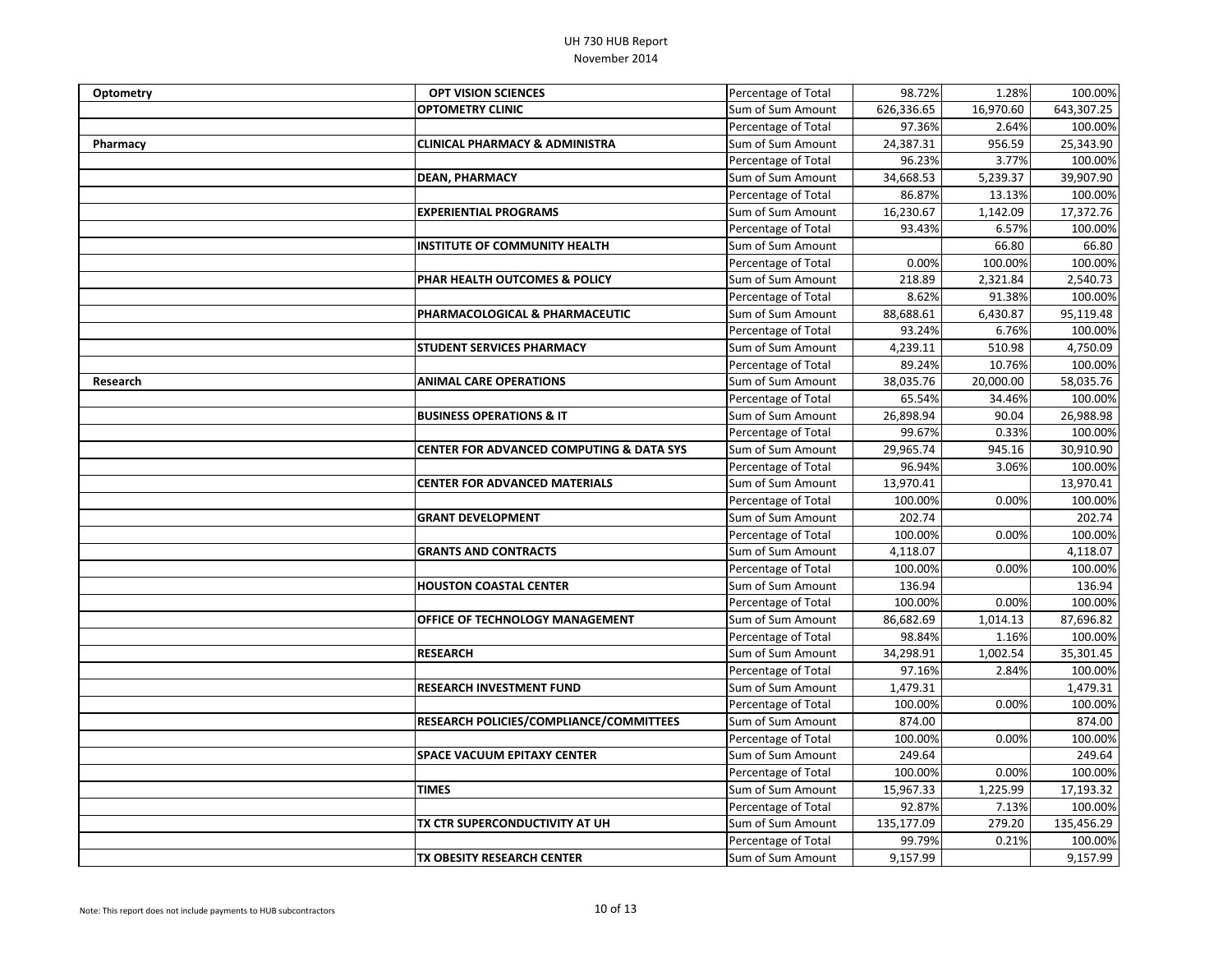| Optometry | OPT VISION SCIENCES | Percentage of Total | 98.72% | 1.28% | 100.00% |
|---|---|---|---|---|---|
| | **OPTOMETRY CLINIC** | Sum of Sum Amount | 626,336.65 | 16,970.60 | 643,307.25 |
| | | Percentage of Total | 97.36% | 2.64% | 100.00% |
| **Pharmacy** | **CLINICAL PHARMACY & ADMINISTRA** | Sum of Sum Amount | 24,387.31 | 956.59 | 25,343.90 |
| | | Percentage of Total | 96.23% | 3.77% | 100.00% |
| | **DEAN, PHARMACY** | Sum of Sum Amount | 34,668.53 | 5,239.37 | 39,907.90 |
| | | Percentage of Total | 86.87% | 13.13% | 100.00% |
| | **EXPERIENTIAL PROGRAMS** | Sum of Sum Amount | 16,230.67 | 1,142.09 | 17,372.76 |
| | | Percentage of Total | 93.43% | 6.57% | 100.00% |
| | **INSTITUTE OF COMMUNITY HEALTH** | Sum of Sum Amount | | 66.80 | 66.80 |
| | | Percentage of Total | 0.00% | 100.00% | 100.00% |
| | **PHAR HEALTH OUTCOMES & POLICY** | Sum of Sum Amount | 218.89 | 2,321.84 | 2,540.73 |
| | | Percentage of Total | 8.62% | 91.38% | 100.00% |
| | **PHARMACOLOGICAL & PHARMACEUTIC** | Sum of Sum Amount | 88,688.61 | 6,430.87 | 95,119.48 |
| | | Percentage of Total | 93.24% | 6.76% | 100.00% |
| | **STUDENT SERVICES PHARMACY** | Sum of Sum Amount | 4,239.11 | 510.98 | 4,750.09 |
| | | Percentage of Total | 89.24% | 10.76% | 100.00% |
| **Research** | **ANIMAL CARE OPERATIONS** | Sum of Sum Amount | 38,035.76 | 20,000.00 | 58,035.76 |
| | | Percentage of Total | 65.54% | 34.46% | 100.00% |
| | **BUSINESS OPERATIONS & IT** | Sum of Sum Amount | 26,898.94 | 90.04 | 26,988.98 |
| | | Percentage of Total | 99.67% | 0.33% | 100.00% |
| | **CENTER FOR ADVANCED COMPUTING & DATA SYS** | Sum of Sum Amount | 29,965.74 | 945.16 | 30,910.90 |
| | | Percentage of Total | 96.94% | 3.06% | 100.00% |
| | **CENTER FOR ADVANCED MATERIALS** | Sum of Sum Amount | 13,970.41 | | 13,970.41 |
| | | Percentage of Total | 100.00% | 0.00% | 100.00% |
| | **GRANT DEVELOPMENT** | Sum of Sum Amount | 202.74 | | 202.74 |
| | | Percentage of Total | 100.00% | 0.00% | 100.00% |
| | **GRANTS AND CONTRACTS** | Sum of Sum Amount | 4,118.07 | | 4,118.07 |
| | | Percentage of Total | 100.00% | 0.00% | 100.00% |
| | **HOUSTON COASTAL CENTER** | Sum of Sum Amount | 136.94 | | 136.94 |
| | | Percentage of Total | 100.00% | 0.00% | 100.00% |
| | **OFFICE OF TECHNOLOGY MANAGEMENT** | Sum of Sum Amount | 86,682.69 | 1,014.13 | 87,696.82 |
| | | Percentage of Total | 98.84% | 1.16% | 100.00% |
| | **RESEARCH** | Sum of Sum Amount | 34,298.91 | 1,002.54 | 35,301.45 |
| | | Percentage of Total | 97.16% | 2.84% | 100.00% |
| | **RESEARCH INVESTMENT FUND** | Sum of Sum Amount | 1,479.31 | | 1,479.31 |
| | | Percentage of Total | 100.00% | 0.00% | 100.00% |
| | **RESEARCH POLICIES/COMPLIANCE/COMMITTEES** | Sum of Sum Amount | 874.00 | | 874.00 |
| | | Percentage of Total | 100.00% | 0.00% | 100.00% |
| | **SPACE VACUUM EPITAXY CENTER** | Sum of Sum Amount | 249.64 | | 249.64 |
| | | Percentage of Total | 100.00% | 0.00% | 100.00% |
| | **TIMES** | Sum of Sum Amount | 15,967.33 | 1,225.99 | 17,193.32 |
| | | Percentage of Total | 92.87% | 7.13% | 100.00% |
| | **TX CTR SUPERCONDUCTIVITY AT UH** | Sum of Sum Amount | 135,177.09 | 279.20 | 135,456.29 |
| | | Percentage of Total | 99.79% | 0.21% | 100.00% |
| | **TX OBESITY RESEARCH CENTER** | Sum of Sum Amount | 9,157.99 | | 9,157.99 |

Note: This report does not include payments to HUB subcontractors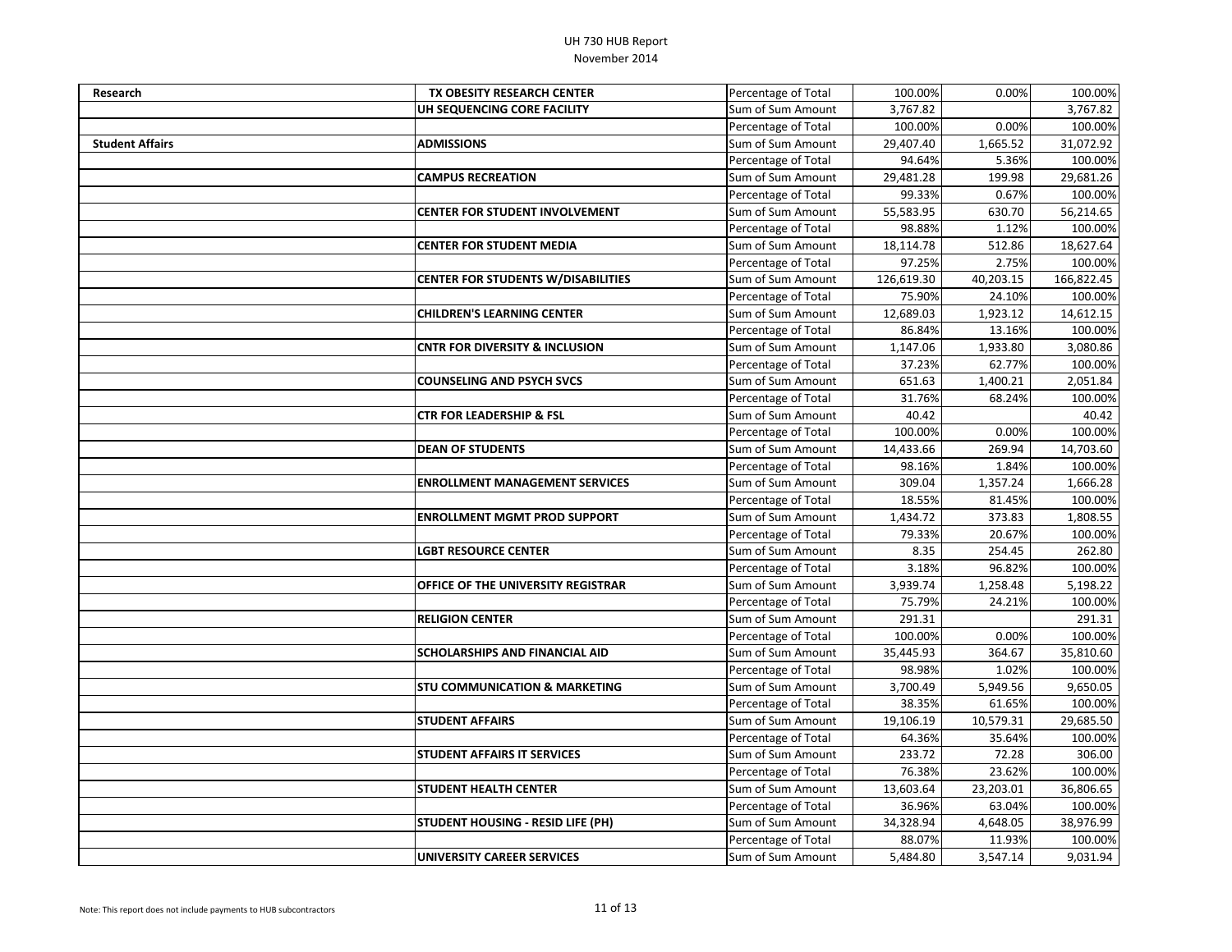| | | | | | |
|---|---|---|---|---|---|
| **Research** | **TX OBESITY RESEARCH CENTER** | Percentage of Total | 100.00% | 0.00% | 100.00% |
| | **UH SEQUENCING CORE FACILITY** | Sum of Sum Amount | 3,767.82 | | 3,767.82 |
| | | Percentage of Total | 100.00% | 0.00% | 100.00% |
| **Student Affairs** | **ADMISSIONS** | Sum of Sum Amount | 29,407.40 | 1,665.52 | 31,072.92 |
| | | Percentage of Total | 94.64% | 5.36% | 100.00% |
| | **CAMPUS RECREATION** | Sum of Sum Amount | 29,481.28 | 199.98 | 29,681.26 |
| | | Percentage of Total | 99.33% | 0.67% | 100.00% |
| | **CENTER FOR STUDENT INVOLVEMENT** | Sum of Sum Amount | 55,583.95 | 630.70 | 56,214.65 |
| | | Percentage of Total | 98.88% | 1.12% | 100.00% |
| | **CENTER FOR STUDENT MEDIA** | Sum of Sum Amount | 18,114.78 | 512.86 | 18,627.64 |
| | | Percentage of Total | 97.25% | 2.75% | 100.00% |
| | **CENTER FOR STUDENTS W/DISABILITIES** | Sum of Sum Amount | 126,619.30 | 40,203.15 | 166,822.45 |
| | | Percentage of Total | 75.90% | 24.10% | 100.00% |
| | **CHILDREN'S LEARNING CENTER** | Sum of Sum Amount | 12,689.03 | 1,923.12 | 14,612.15 |
| | | Percentage of Total | 86.84% | 13.16% | 100.00% |
| | **CNTR FOR DIVERSITY & INCLUSION** | Sum of Sum Amount | 1,147.06 | 1,933.80 | 3,080.86 |
| | | Percentage of Total | 37.23% | 62.77% | 100.00% |
| | **COUNSELING AND PSYCH SVCS** | Sum of Sum Amount | 651.63 | 1,400.21 | 2,051.84 |
| | | Percentage of Total | 31.76% | 68.24% | 100.00% |
| | **CTR FOR LEADERSHIP & FSL** | Sum of Sum Amount | 40.42 | | 40.42 |
| | | Percentage of Total | 100.00% | 0.00% | 100.00% |
| | **DEAN OF STUDENTS** | Sum of Sum Amount | 14,433.66 | 269.94 | 14,703.60 |
| | | Percentage of Total | 98.16% | 1.84% | 100.00% |
| | **ENROLLMENT MANAGEMENT SERVICES** | Sum of Sum Amount | 309.04 | 1,357.24 | 1,666.28 |
| | | Percentage of Total | 18.55% | 81.45% | 100.00% |
| | **ENROLLMENT MGMT PROD SUPPORT** | Sum of Sum Amount | 1,434.72 | 373.83 | 1,808.55 |
| | | Percentage of Total | 79.33% | 20.67% | 100.00% |
| | **LGBT RESOURCE CENTER** | Sum of Sum Amount | 8.35 | 254.45 | 262.80 |
| | | Percentage of Total | 3.18% | 96.82% | 100.00% |
| | **OFFICE OF THE UNIVERSITY REGISTRAR** | Sum of Sum Amount | 3,939.74 | 1,258.48 | 5,198.22 |
| | | Percentage of Total | 75.79% | 24.21% | 100.00% |
| | **RELIGION CENTER** | Sum of Sum Amount | 291.31 | | 291.31 |
| | | Percentage of Total | 100.00% | 0.00% | 100.00% |
| | **SCHOLARSHIPS AND FINANCIAL AID** | Sum of Sum Amount | 35,445.93 | 364.67 | 35,810.60 |
| | | Percentage of Total | 98.98% | 1.02% | 100.00% |
| | **STU COMMUNICATION & MARKETING** | Sum of Sum Amount | 3,700.49 | 5,949.56 | 9,650.05 |
| | | Percentage of Total | 38.35% | 61.65% | 100.00% |
| | **STUDENT AFFAIRS** | Sum of Sum Amount | 19,106.19 | 10,579.31 | 29,685.50 |
| | | Percentage of Total | 64.36% | 35.64% | 100.00% |
| | **STUDENT AFFAIRS IT SERVICES** | Sum of Sum Amount | 233.72 | 72.28 | 306.00 |
| | | Percentage of Total | 76.38% | 23.62% | 100.00% |
| | **STUDENT HEALTH CENTER** | Sum of Sum Amount | 13,603.64 | 23,203.01 | 36,806.65 |
| | | Percentage of Total | 36.96% | 63.04% | 100.00% |
| | **STUDENT HOUSING - RESID LIFE (PH)** | Sum of Sum Amount | 34,328.94 | 4,648.05 | 38,976.99 |
| | | Percentage of Total | 88.07% | 11.93% | 100.00% |
| | **UNIVERSITY CAREER SERVICES** | Sum of Sum Amount | 5,484.80 | 3,547.14 | 9,031.94 |

Note: This report does not include payments to HUB subcontractors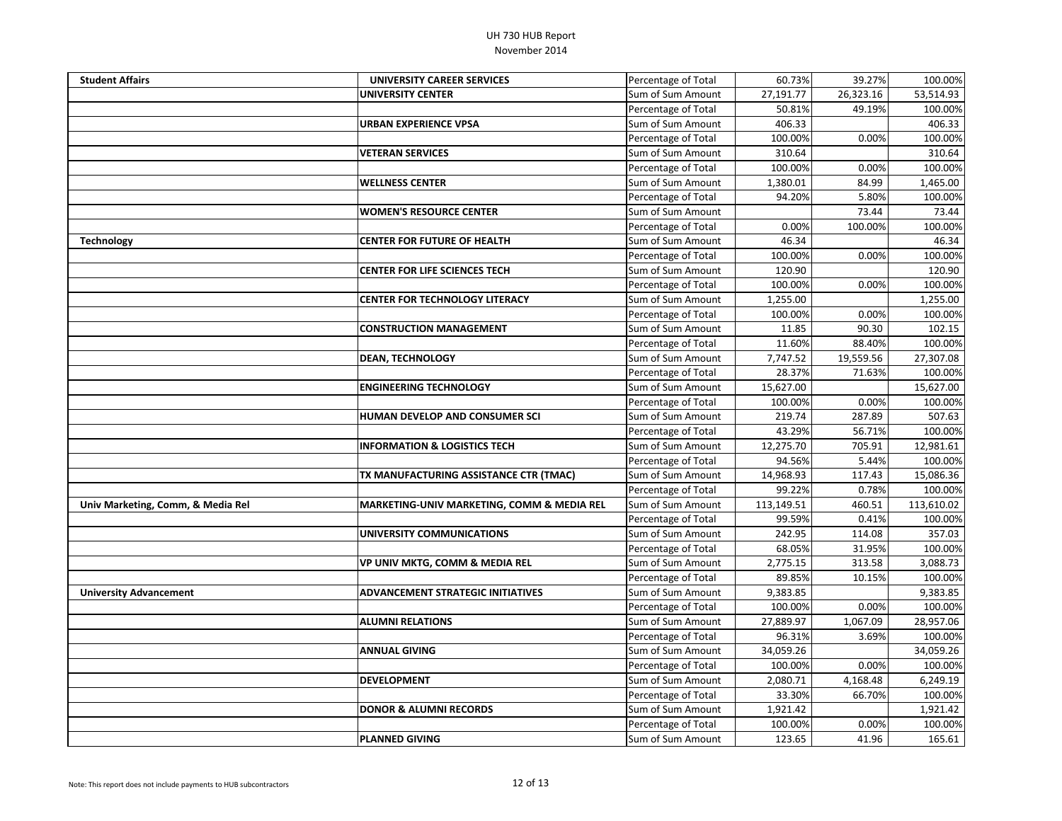| | | | | | |
|---|---|---|---|---|---|
| **Student Affairs** | **UNIVERSITY CAREER SERVICES** | Percentage of Total | 60.73% | 39.27% | 100.00% |
| | **UNIVERSITY CENTER** | Sum of Sum Amount | 27,191.77 | 26,323.16 | 53,514.93 |
| | | Percentage of Total | 50.81% | 49.19% | 100.00% |
| | **URBAN EXPERIENCE VPSA** | Sum of Sum Amount | 406.33 | | 406.33 |
| | | Percentage of Total | 100.00% | 0.00% | 100.00% |
| | **VETERAN SERVICES** | Sum of Sum Amount | 310.64 | | 310.64 |
| | | Percentage of Total | 100.00% | 0.00% | 100.00% |
| | **WELLNESS CENTER** | Sum of Sum Amount | 1,380.01 | 84.99 | 1,465.00 |
| | | Percentage of Total | 94.20% | 5.80% | 100.00% |
| | **WOMEN'S RESOURCE CENTER** | Sum of Sum Amount | | 73.44 | 73.44 |
| | | Percentage of Total | 0.00% | 100.00% | 100.00% |
| **Technology** | **CENTER FOR FUTURE OF HEALTH** | Sum of Sum Amount | 46.34 | | 46.34 |
| | | Percentage of Total | 100.00% | 0.00% | 100.00% |
| | **CENTER FOR LIFE SCIENCES TECH** | Sum of Sum Amount | 120.90 | | 120.90 |
| | | Percentage of Total | 100.00% | 0.00% | 100.00% |
| | **CENTER FOR TECHNOLOGY LITERACY** | Sum of Sum Amount | 1,255.00 | | 1,255.00 |
| | | Percentage of Total | 100.00% | 0.00% | 100.00% |
| | **CONSTRUCTION MANAGEMENT** | Sum of Sum Amount | 11.85 | 90.30 | 102.15 |
| | | Percentage of Total | 11.60% | 88.40% | 100.00% |
| | **DEAN, TECHNOLOGY** | Sum of Sum Amount | 7,747.52 | 19,559.56 | 27,307.08 |
| | | Percentage of Total | 28.37% | 71.63% | 100.00% |
| | **ENGINEERING TECHNOLOGY** | Sum of Sum Amount | 15,627.00 | | 15,627.00 |
| | | Percentage of Total | 100.00% | 0.00% | 100.00% |
| | **HUMAN DEVELOP AND CONSUMER SCI** | Sum of Sum Amount | 219.74 | 287.89 | 507.63 |
| | | Percentage of Total | 43.29% | 56.71% | 100.00% |
| | **INFORMATION & LOGISTICS TECH** | Sum of Sum Amount | 12,275.70 | 705.91 | 12,981.61 |
| | | Percentage of Total | 94.56% | 5.44% | 100.00% |
| | **TX MANUFACTURING ASSISTANCE CTR (TMAC)** | Sum of Sum Amount | 14,968.93 | 117.43 | 15,086.36 |
| | | Percentage of Total | 99.22% | 0.78% | 100.00% |
| **Univ Marketing, Comm, & Media Rel** | **MARKETING-UNIV MARKETING, COMM & MEDIA REL** | Sum of Sum Amount | 113,149.51 | 460.51 | 113,610.02 |
| | | Percentage of Total | 99.59% | 0.41% | 100.00% |
| | **UNIVERSITY COMMUNICATIONS** | Sum of Sum Amount | 242.95 | 114.08 | 357.03 |
| | | Percentage of Total | 68.05% | 31.95% | 100.00% |
| | **VP UNIV MKTG, COMM & MEDIA REL** | Sum of Sum Amount | 2,775.15 | 313.58 | 3,088.73 |
| | | Percentage of Total | 89.85% | 10.15% | 100.00% |
| **University Advancement** | **ADVANCEMENT STRATEGIC INITIATIVES** | Sum of Sum Amount | 9,383.85 | | 9,383.85 |
| | | Percentage of Total | 100.00% | 0.00% | 100.00% |
| | **ALUMNI RELATIONS** | Sum of Sum Amount | 27,889.97 | 1,067.09 | 28,957.06 |
| | | Percentage of Total | 96.31% | 3.69% | 100.00% |
| | **ANNUAL GIVING** | Sum of Sum Amount | 34,059.26 | | 34,059.26 |
| | | Percentage of Total | 100.00% | 0.00% | 100.00% |
| | **DEVELOPMENT** | Sum of Sum Amount | 2,080.71 | 4,168.48 | 6,249.19 |
| | | Percentage of Total | 33.30% | 66.70% | 100.00% |
| | **DONOR & ALUMNI RECORDS** | Sum of Sum Amount | 1,921.42 | | 1,921.42 |
| | | Percentage of Total | 100.00% | 0.00% | 100.00% |
| | **PLANNED GIVING** | Sum of Sum Amount | 123.65 | 41.96 | 165.61 |

Note: This report does not include payments to HUB subcontractors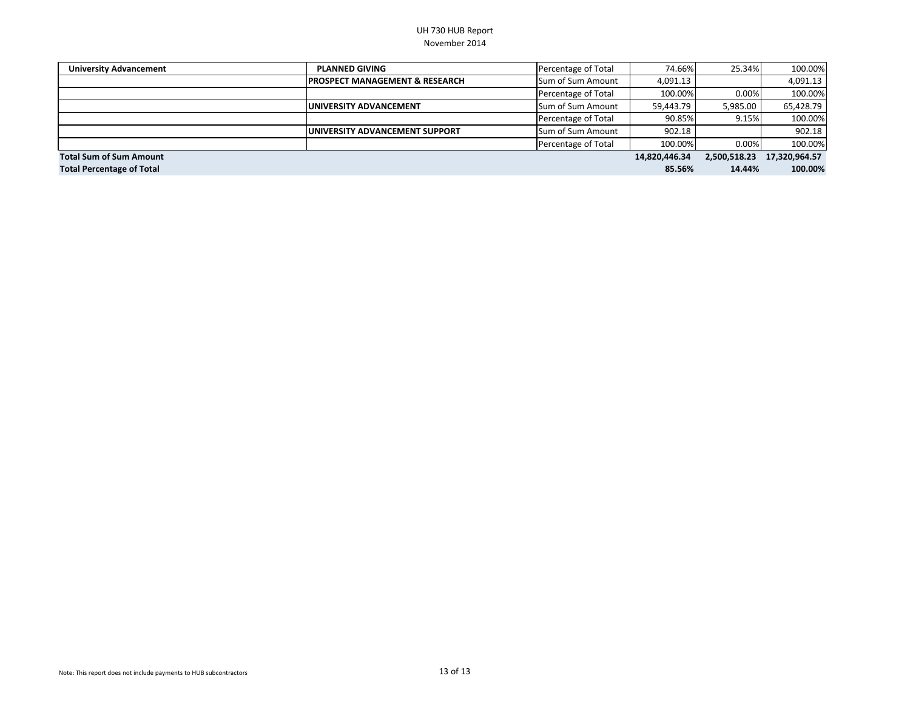| | | | | | |
|---|---|---|---|---|---|
| **University Advancement** | **PLANNED GIVING** | Percentage of Total | 74.66% | 25.34% | 100.00% |
| | **PROSPECT MANAGEMENT & RESEARCH** | Sum of Sum Amount | 4,091.13 | | 4,091.13 |
| | | Percentage of Total | 100.00% | 0.00% | 100.00% |
| | **UNIVERSITY ADVANCEMENT** | Sum of Sum Amount | 59,443.79 | 5,985.00 | 65,428.79 |
| | | Percentage of Total | 90.85% | 9.15% | 100.00% |
| | **UNIVERSITY ADVANCEMENT SUPPORT** | Sum of Sum Amount | 902.18 | | 902.18 |
| | | Percentage of Total | 100.00% | 0.00% | 100.00% |
| **Total Sum of Sum Amount** | | | **14,820,446.34** | **2,500,518.23** | **17,320,964.57** |
| **Total Percentage of Total** | | | **85.56%** | **14.44%** | **100.00%** |

Note: This report does not include payments to HUB subcontractors